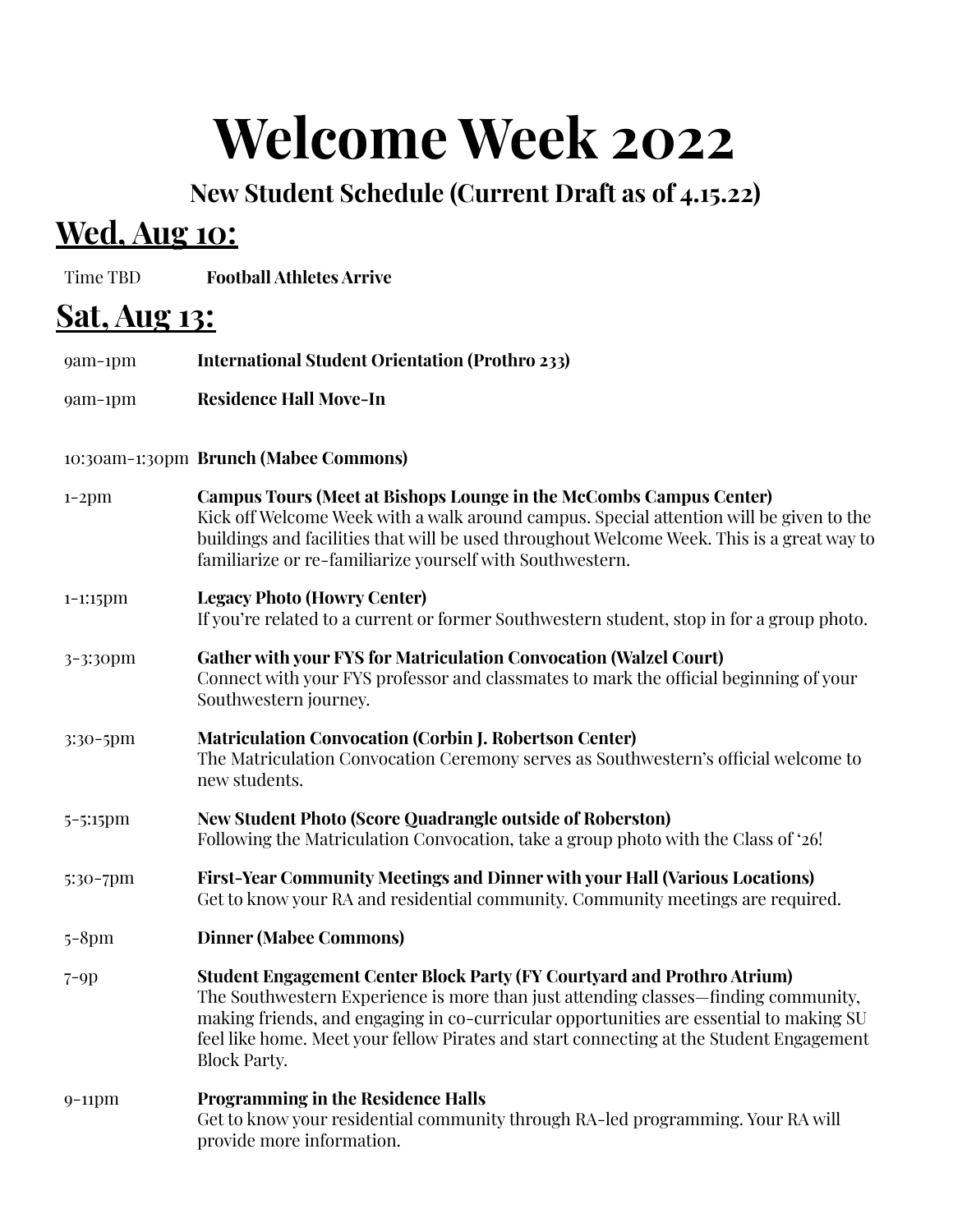# Welcome Week 2022

### New Student Schedule (Current Draft as of 4.15.22)

## Wed, Aug 10:

Time TBD **Football Athletes Arrive**

## Sat, Aug 13:

9am-1pm **International Student Orientation (Prothro 233)**

9am-1pm **Residence Hall Move-In**

10:30am-1:30pm **Brunch (Mabee Commons)**

1-2pm **Campus Tours (Meet at Bishops Lounge in the McCombs Campus Center)**
Kick off Welcome Week with a walk around campus. Special attention will be given to the buildings and facilities that will be used throughout Welcome Week. This is a great way to familiarize or re-familiarize yourself with Southwestern.

1-1:15pm **Legacy Photo (Howry Center)**
If you're related to a current or former Southwestern student, stop in for a group photo.

3-3:30pm **Gather with your FYS for Matriculation Convocation (Walzel Court)**
Connect with your FYS professor and classmates to mark the official beginning of your Southwestern journey.

3:30-5pm **Matriculation Convocation (Corbin J. Robertson Center)**
The Matriculation Convocation Ceremony serves as Southwestern's official welcome to new students.

5-5:15pm **New Student Photo (Score Quadrangle outside of Roberston)**
Following the Matriculation Convocation, take a group photo with the Class of '26!

5:30-7pm **First-Year Community Meetings and Dinner with your Hall (Various Locations)**
Get to know your RA and residential community. Community meetings are required.

5-8pm **Dinner (Mabee Commons)**

7-9p **Student Engagement Center Block Party (FY Courtyard and Prothro Atrium)**
The Southwestern Experience is more than just attending classes—finding community, making friends, and engaging in co-curricular opportunities are essential to making SU feel like home. Meet your fellow Pirates and start connecting at the Student Engagement Block Party.

9-11pm **Programming in the Residence Halls**
Get to know your residential community through RA-led programming. Your RA will provide more information.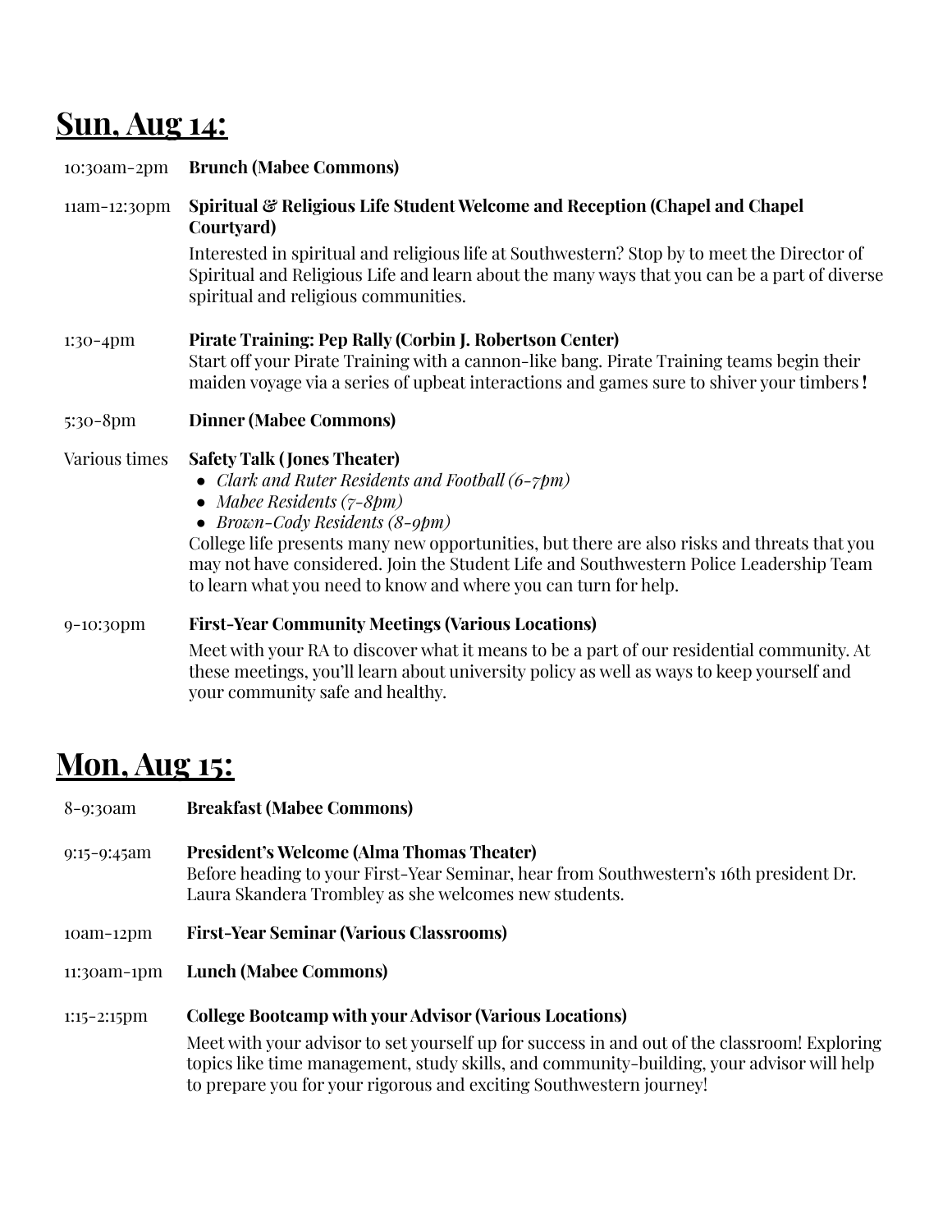## Sun, Aug 14:

10:30am-2pm **Brunch (Mabee Commons)**

11am-12:30pm **Spiritual & Religious Life Student Welcome and Reception (Chapel and Chapel Courtyard)**

Interested in spiritual and religious life at Southwestern? Stop by to meet the Director of Spiritual and Religious Life and learn about the many ways that you can be a part of diverse spiritual and religious communities.

1:30-4pm **Pirate Training: Pep Rally (Corbin J. Robertson Center)**

Start off your Pirate Training with a cannon-like bang. Pirate Training teams begin their maiden voyage via a series of upbeat interactions and games sure to shiver your timbers!

5:30-8pm **Dinner (Mabee Commons)**

Various times **Safety Talk (Jones Theater)**

- *Clark and Ruter Residents and Football (6-7pm)*
- *Mabee Residents (7-8pm)*
- *Brown-Cody Residents (8-9pm)*

College life presents many new opportunities, but there are also risks and threats that you may not have considered. Join the Student Life and Southwestern Police Leadership Team to learn what you need to know and where you can turn for help.

9-10:30pm **First-Year Community Meetings (Various Locations)**

Meet with your RA to discover what it means to be a part of our residential community. At these meetings, you'll learn about university policy as well as ways to keep yourself and your community safe and healthy.

## Mon, Aug 15:

8-9:30am **Breakfast (Mabee Commons)**

9:15-9:45am **President's Welcome (Alma Thomas Theater)**

Before heading to your First-Year Seminar, hear from Southwestern's 16th president Dr. Laura Skandera Trombley as she welcomes new students.

10am-12pm **First-Year Seminar (Various Classrooms)**

11:30am-1pm **Lunch (Mabee Commons)**

1:15-2:15pm **College Bootcamp with your Advisor (Various Locations)**

Meet with your advisor to set yourself up for success in and out of the classroom! Exploring topics like time management, study skills, and community-building, your advisor will help to prepare you for your rigorous and exciting Southwestern journey!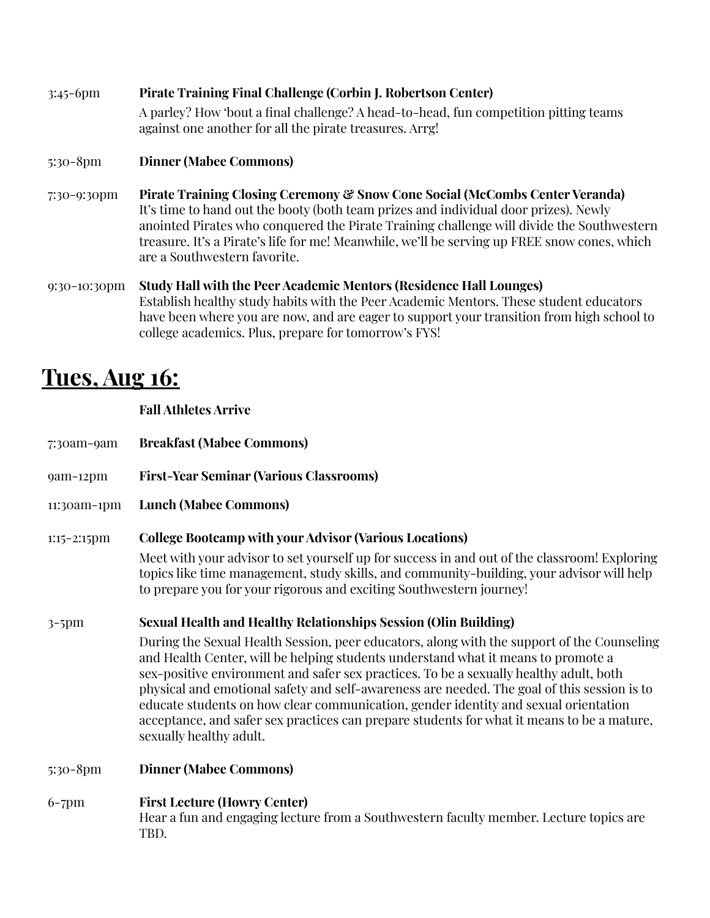3:45-6pm **Pirate Training Final Challenge (Corbin J. Robertson Center)**

A parley? How 'bout a final challenge? A head-to-head, fun competition pitting teams against one another for all the pirate treasures. Arrg!

5:30-8pm **Dinner (Mabee Commons)**

7:30-9:30pm **Pirate Training Closing Ceremony & Snow Cone Social (McCombs Center Veranda)**

It's time to hand out the booty (both team prizes and individual door prizes). Newly anointed Pirates who conquered the Pirate Training challenge will divide the Southwestern treasure. It's a Pirate's life for me! Meanwhile, we'll be serving up FREE snow cones, which are a Southwestern favorite.

9:30-10:30pm **Study Hall with the Peer Academic Mentors (Residence Hall Lounges)**

Establish healthy study habits with the Peer Academic Mentors. These student educators have been where you are now, and are eager to support your transition from high school to college academics. Plus, prepare for tomorrow's FYS!

## Tues, Aug 16:

**Fall Athletes Arrive**

7:30am-9am **Breakfast (Mabee Commons)**

9am-12pm **First-Year Seminar (Various Classrooms)**

11:30am-1pm **Lunch (Mabee Commons)**

1:15-2:15pm **College Bootcamp with your Advisor (Various Locations)**

Meet with your advisor to set yourself up for success in and out of the classroom! Exploring topics like time management, study skills, and community-building, your advisor will help to prepare you for your rigorous and exciting Southwestern journey!

3-5pm **Sexual Health and Healthy Relationships Session (Olin Building)**

During the Sexual Health Session, peer educators, along with the support of the Counseling and Health Center, will be helping students understand what it means to promote a sex-positive environment and safer sex practices. To be a sexually healthy adult, both physical and emotional safety and self-awareness are needed. The goal of this session is to educate students on how clear communication, gender identity and sexual orientation acceptance, and safer sex practices can prepare students for what it means to be a mature, sexually healthy adult.

5:30-8pm **Dinner (Mabee Commons)**

6-7pm **First Lecture (Howry Center)**

Hear a fun and engaging lecture from a Southwestern faculty member. Lecture topics are TBD.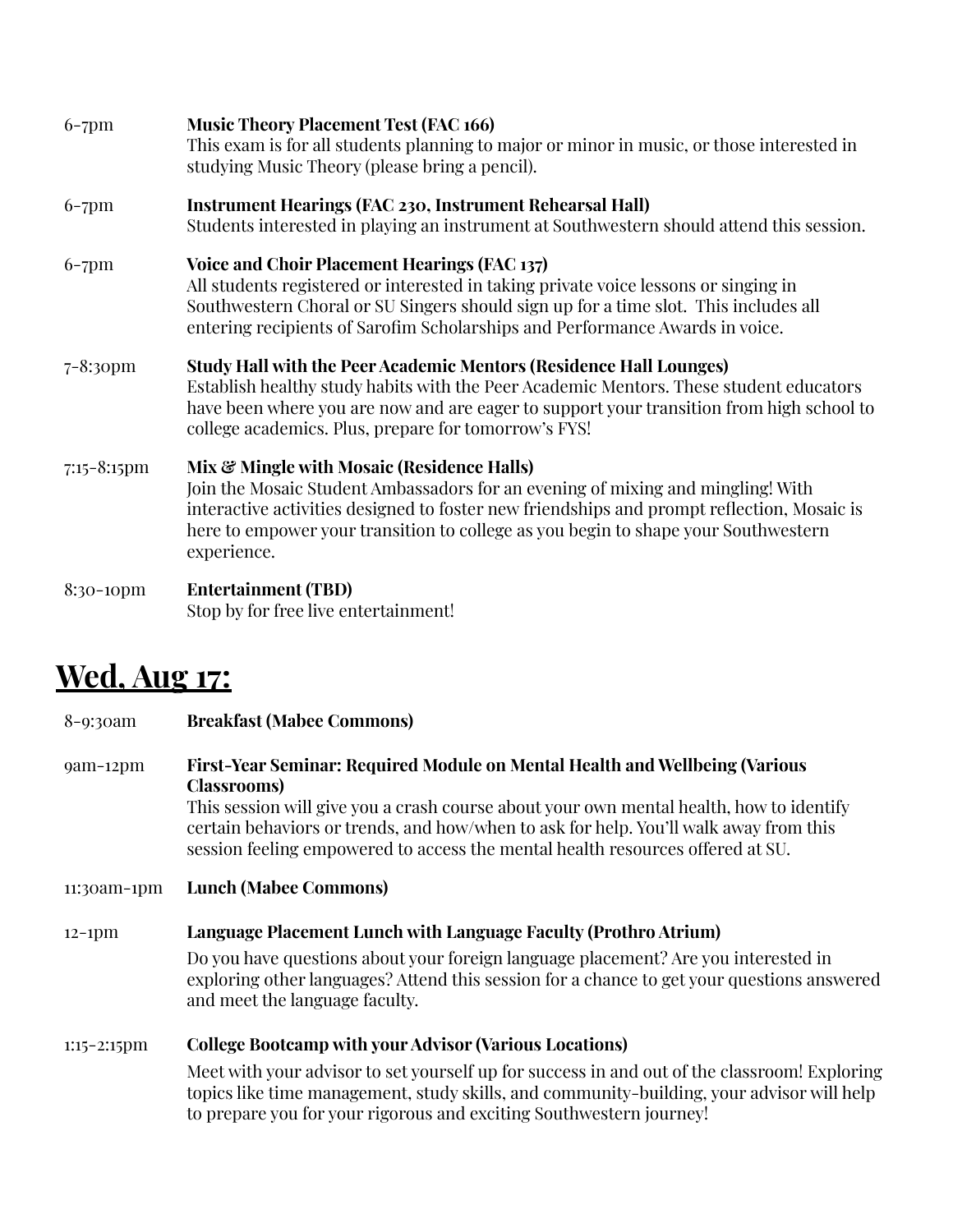6-7pm **Music Theory Placement Test (FAC 166)**
This exam is for all students planning to major or minor in music, or those interested in studying Music Theory (please bring a pencil).

6-7pm **Instrument Hearings (FAC 230, Instrument Rehearsal Hall)**
Students interested in playing an instrument at Southwestern should attend this session.

6-7pm **Voice and Choir Placement Hearings (FAC 137)**
All students registered or interested in taking private voice lessons or singing in Southwestern Choral or SU Singers should sign up for a time slot. This includes all entering recipients of Sarofim Scholarships and Performance Awards in voice.

7-8:30pm **Study Hall with the Peer Academic Mentors (Residence Hall Lounges)**
Establish healthy study habits with the Peer Academic Mentors. These student educators have been where you are now and are eager to support your transition from high school to college academics. Plus, prepare for tomorrow's FYS!

7:15-8:15pm **Mix & Mingle with Mosaic (Residence Halls)**
Join the Mosaic Student Ambassadors for an evening of mixing and mingling! With interactive activities designed to foster new friendships and prompt reflection, Mosaic is here to empower your transition to college as you begin to shape your Southwestern experience.

8:30-10pm **Entertainment (TBD)**
Stop by for free live entertainment!

## Wed, Aug 17:

8-9:30am **Breakfast (Mabee Commons)**

9am-12pm **First-Year Seminar: Required Module on Mental Health and Wellbeing (Various Classrooms)**
This session will give you a crash course about your own mental health, how to identify certain behaviors or trends, and how/when to ask for help. You'll walk away from this session feeling empowered to access the mental health resources offered at SU.

11:30am-1pm **Lunch (Mabee Commons)**

12-1pm **Language Placement Lunch with Language Faculty (Prothro Atrium)**
Do you have questions about your foreign language placement? Are you interested in exploring other languages? Attend this session for a chance to get your questions answered and meet the language faculty.

1:15-2:15pm **College Bootcamp with your Advisor (Various Locations)**
Meet with your advisor to set yourself up for success in and out of the classroom! Exploring topics like time management, study skills, and community-building, your advisor will help to prepare you for your rigorous and exciting Southwestern journey!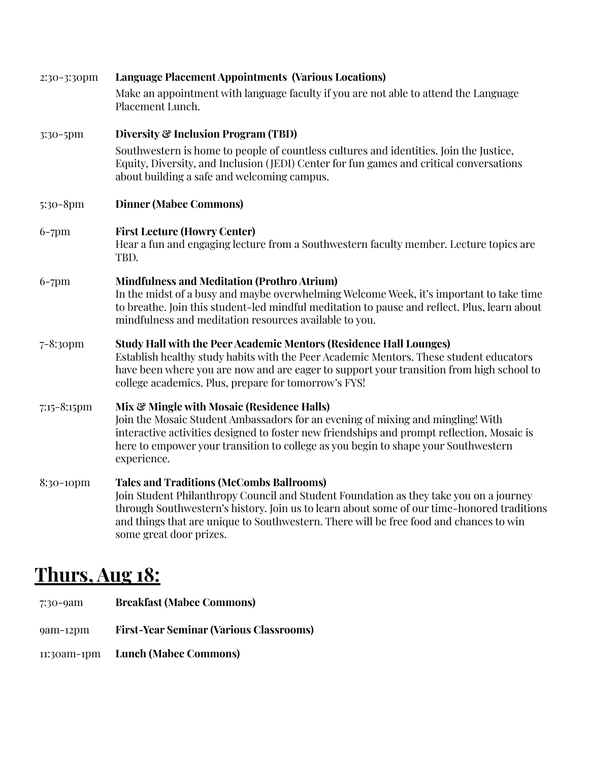2:30-3:30pm **Language Placement Appointments (Various Locations)**

Make an appointment with language faculty if you are not able to attend the Language Placement Lunch.

3:30-5pm **Diversity & Inclusion Program (TBD)**

Southwestern is home to people of countless cultures and identities. Join the Justice, Equity, Diversity, and Inclusion (JEDI) Center for fun games and critical conversations about building a safe and welcoming campus.

5:30-8pm **Dinner (Mabee Commons)**

6-7pm **First Lecture (Howry Center)**

Hear a fun and engaging lecture from a Southwestern faculty member. Lecture topics are TBD.

6-7pm **Mindfulness and Meditation (Prothro Atrium)**

In the midst of a busy and maybe overwhelming Welcome Week, it's important to take time to breathe. Join this student-led mindful meditation to pause and reflect. Plus, learn about mindfulness and meditation resources available to you.

7-8:30pm **Study Hall with the Peer Academic Mentors (Residence Hall Lounges)**

Establish healthy study habits with the Peer Academic Mentors. These student educators have been where you are now and are eager to support your transition from high school to college academics. Plus, prepare for tomorrow's FYS!

7:15-8:15pm **Mix & Mingle with Mosaic (Residence Halls)**

Join the Mosaic Student Ambassadors for an evening of mixing and mingling! With interactive activities designed to foster new friendships and prompt reflection, Mosaic is here to empower your transition to college as you begin to shape your Southwestern experience.

8:30-10pm **Tales and Traditions (McCombs Ballrooms)**

Join Student Philanthropy Council and Student Foundation as they take you on a journey through Southwestern's history. Join us to learn about some of our time-honored traditions and things that are unique to Southwestern. There will be free food and chances to win some great door prizes.

## Thurs, Aug 18:

7:30-9am **Breakfast (Mabee Commons)**

9am-12pm **First-Year Seminar (Various Classrooms)**

11:30am-1pm **Lunch (Mabee Commons)**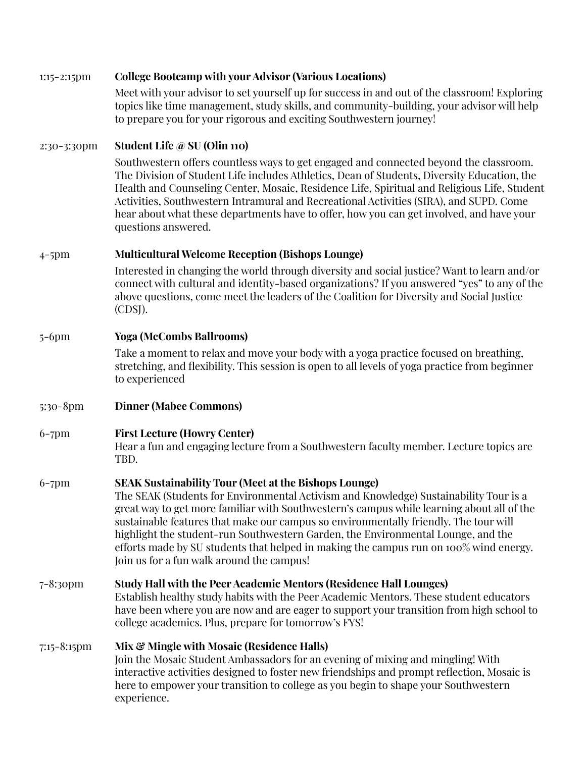1:15-2:15pm **College Bootcamp with your Advisor (Various Locations)**

Meet with your advisor to set yourself up for success in and out of the classroom! Exploring topics like time management, study skills, and community-building, your advisor will help to prepare you for your rigorous and exciting Southwestern journey!

2:30-3:30pm **Student Life @ SU (Olin 110)**

Southwestern offers countless ways to get engaged and connected beyond the classroom. The Division of Student Life includes Athletics, Dean of Students, Diversity Education, the Health and Counseling Center, Mosaic, Residence Life, Spiritual and Religious Life, Student Activities, Southwestern Intramural and Recreational Activities (SIRA), and SUPD. Come hear about what these departments have to offer, how you can get involved, and have your questions answered.

4-5pm **Multicultural Welcome Reception (Bishops Lounge)**

Interested in changing the world through diversity and social justice? Want to learn and/or connect with cultural and identity-based organizations? If you answered "yes" to any of the above questions, come meet the leaders of the Coalition for Diversity and Social Justice (CDSJ).

5-6pm **Yoga (McCombs Ballrooms)**

Take a moment to relax and move your body with a yoga practice focused on breathing, stretching, and flexibility. This session is open to all levels of yoga practice from beginner to experienced

5:30-8pm **Dinner (Mabee Commons)**

6-7pm **First Lecture (Howry Center)**

Hear a fun and engaging lecture from a Southwestern faculty member. Lecture topics are TBD.

6-7pm **SEAK Sustainability Tour (Meet at the Bishops Lounge)**

The SEAK (Students for Environmental Activism and Knowledge) Sustainability Tour is a great way to get more familiar with Southwestern's campus while learning about all of the sustainable features that make our campus so environmentally friendly. The tour will highlight the student-run Southwestern Garden, the Environmental Lounge, and the efforts made by SU students that helped in making the campus run on 100% wind energy. Join us for a fun walk around the campus!

7-8:30pm **Study Hall with the Peer Academic Mentors (Residence Hall Lounges)**

Establish healthy study habits with the Peer Academic Mentors. These student educators have been where you are now and are eager to support your transition from high school to college academics. Plus, prepare for tomorrow's FYS!

7:15-8:15pm **Mix & Mingle with Mosaic (Residence Halls)**

Join the Mosaic Student Ambassadors for an evening of mixing and mingling! With interactive activities designed to foster new friendships and prompt reflection, Mosaic is here to empower your transition to college as you begin to shape your Southwestern experience.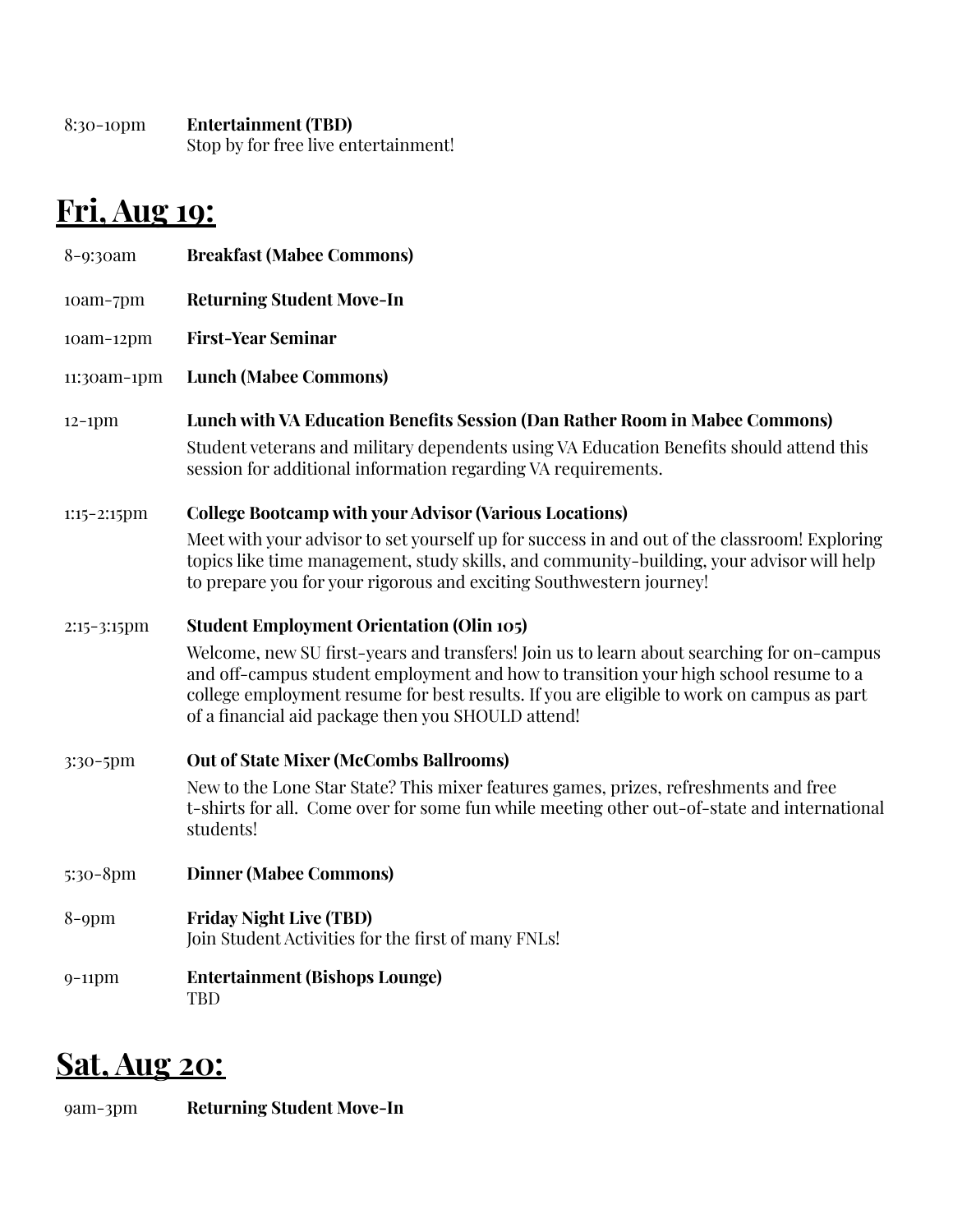8:30-10pm **Entertainment (TBD)**
Stop by for free live entertainment!

## Fri, Aug 19:

8-9:30am **Breakfast (Mabee Commons)**

10am-7pm **Returning Student Move-In**

10am-12pm **First-Year Seminar**

11:30am-1pm **Lunch (Mabee Commons)**

12-1pm **Lunch with VA Education Benefits Session (Dan Rather Room in Mabee Commons)**
Student veterans and military dependents using VA Education Benefits should attend this session for additional information regarding VA requirements.

1:15-2:15pm **College Bootcamp with your Advisor (Various Locations)**
Meet with your advisor to set yourself up for success in and out of the classroom! Exploring topics like time management, study skills, and community-building, your advisor will help to prepare you for your rigorous and exciting Southwestern journey!

2:15-3:15pm **Student Employment Orientation (Olin 105)**
Welcome, new SU first-years and transfers! Join us to learn about searching for on-campus and off-campus student employment and how to transition your high school resume to a college employment resume for best results. If you are eligible to work on campus as part of a financial aid package then you SHOULD attend!

3:30-5pm **Out of State Mixer (McCombs Ballrooms)**
New to the Lone Star State? This mixer features games, prizes, refreshments and free t-shirts for all. Come over for some fun while meeting other out-of-state and international students!

5:30-8pm **Dinner (Mabee Commons)**

8-9pm **Friday Night Live (TBD)**
Join Student Activities for the first of many FNLs!

9-11pm **Entertainment (Bishops Lounge)**
TBD

## Sat, Aug 20:

9am-3pm **Returning Student Move-In**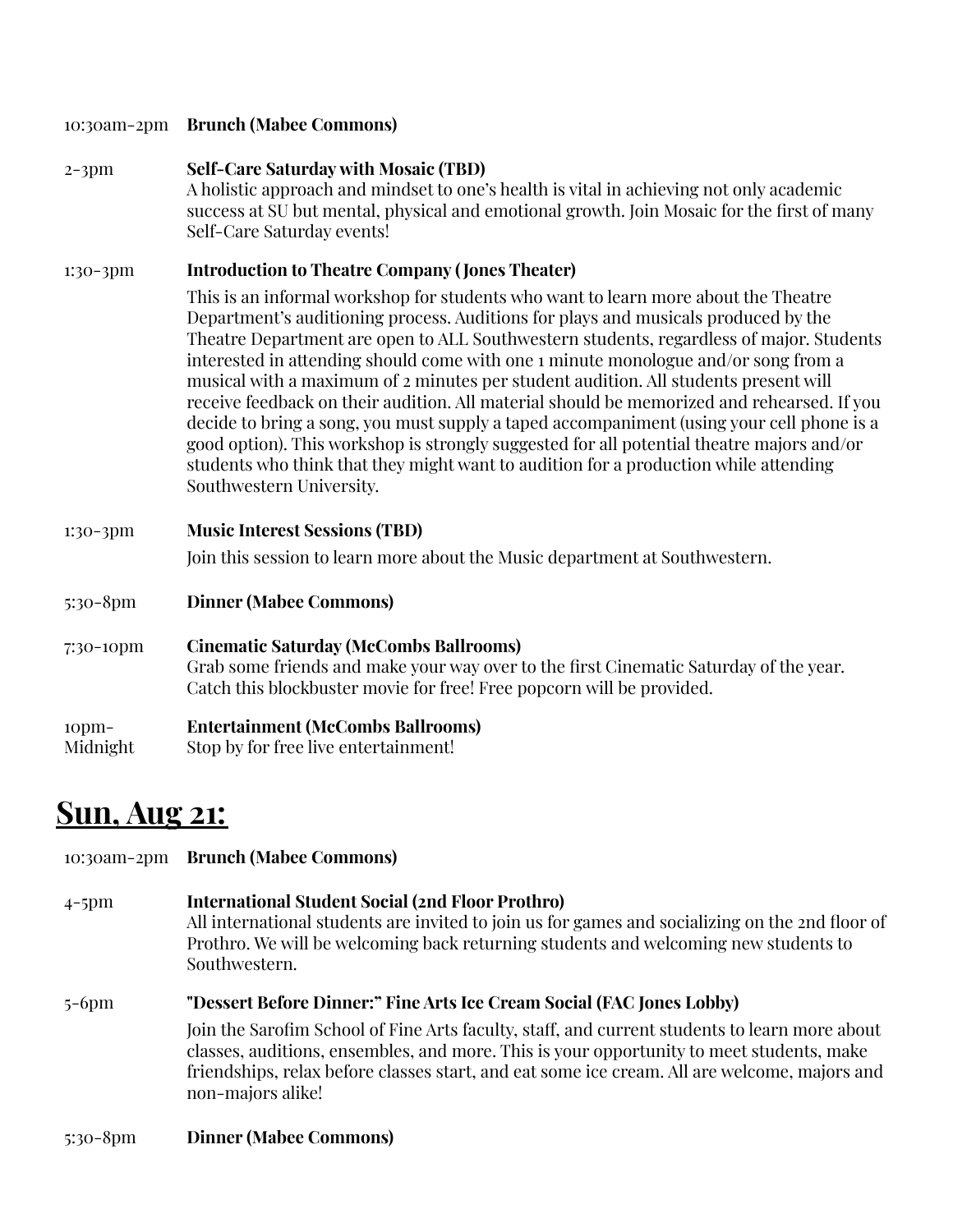10:30am-2pm **Brunch (Mabee Commons)**

2-3pm **Self-Care Saturday with Mosaic (TBD)**
A holistic approach and mindset to one's health is vital in achieving not only academic success at SU but mental, physical and emotional growth. Join Mosaic for the first of many Self-Care Saturday events!

1:30-3pm **Introduction to Theatre Company ( Jones Theater)**
This is an informal workshop for students who want to learn more about the Theatre Department's auditioning process. Auditions for plays and musicals produced by the Theatre Department are open to ALL Southwestern students, regardless of major. Students interested in attending should come with one 1 minute monologue and/or song from a musical with a maximum of 2 minutes per student audition. All students present will receive feedback on their audition. All material should be memorized and rehearsed. If you decide to bring a song, you must supply a taped accompaniment (using your cell phone is a good option). This workshop is strongly suggested for all potential theatre majors and/or students who think that they might want to audition for a production while attending Southwestern University.

1:30-3pm **Music Interest Sessions (TBD)**
Join this session to learn more about the Music department at Southwestern.

5:30-8pm **Dinner (Mabee Commons)**

7:30-10pm **Cinematic Saturday (McCombs Ballrooms)**
Grab some friends and make your way over to the first Cinematic Saturday of the year. Catch this blockbuster movie for free! Free popcorn will be provided.

10pm-Midnight **Entertainment (McCombs Ballrooms)**
Stop by for free live entertainment!

## Sun, Aug 21:

10:30am-2pm **Brunch (Mabee Commons)**

4-5pm **International Student Social (2nd Floor Prothro)**
All international students are invited to join us for games and socializing on the 2nd floor of Prothro. We will be welcoming back returning students and welcoming new students to Southwestern.

5-6pm **"Dessert Before Dinner:" Fine Arts Ice Cream Social (FAC Jones Lobby)**
Join the Sarofim School of Fine Arts faculty, staff, and current students to learn more about classes, auditions, ensembles, and more. This is your opportunity to meet students, make friendships, relax before classes start, and eat some ice cream. All are welcome, majors and non-majors alike!

5:30-8pm **Dinner (Mabee Commons)**